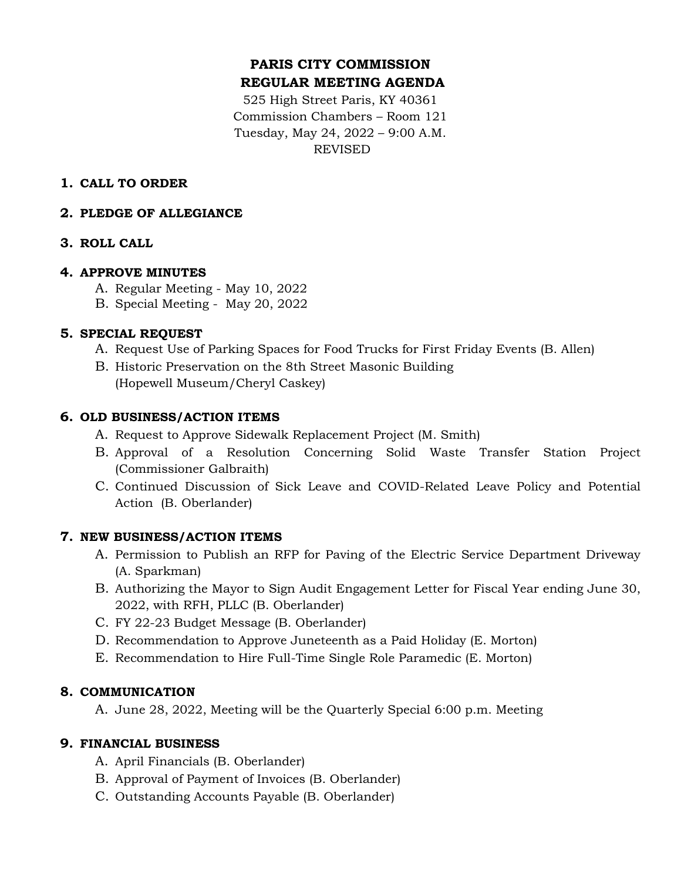# PARIS CITY COMMISSION
## REGULAR MEETING AGENDA

525 High Street Paris, KY 40361
Commission Chambers – Room 121
Tuesday, May 24, 2022 – 9:00 A.M.
REVISED

1. **CALL TO ORDER**

2. **PLEDGE OF ALLEGIANCE**

3. **ROLL CALL**

4. **APPROVE MINUTES**
   - A. Regular Meeting - May 10, 2022
   - B. Special Meeting - May 20, 2022

5. **SPECIAL REQUEST**
   - A. Request Use of Parking Spaces for Food Trucks for First Friday Events (B. Allen)
   - B. Historic Preservation on the 8th Street Masonic Building (Hopewell Museum/Cheryl Caskey)

6. **OLD BUSINESS/ACTION ITEMS**
   - A. Request to Approve Sidewalk Replacement Project (M. Smith)
   - B. Approval of a Resolution Concerning Solid Waste Transfer Station Project (Commissioner Galbraith)
   - C. Continued Discussion of Sick Leave and COVID-Related Leave Policy and Potential Action (B. Oberlander)

7. **NEW BUSINESS/ACTION ITEMS**
   - A. Permission to Publish an RFP for Paving of the Electric Service Department Driveway (A. Sparkman)
   - B. Authorizing the Mayor to Sign Audit Engagement Letter for Fiscal Year ending June 30, 2022, with RFH, PLLC (B. Oberlander)
   - C. FY 22-23 Budget Message (B. Oberlander)
   - D. Recommendation to Approve Juneteenth as a Paid Holiday (E. Morton)
   - E. Recommendation to Hire Full-Time Single Role Paramedic (E. Morton)

8. **COMMUNICATION**
   - A. June 28, 2022, Meeting will be the Quarterly Special 6:00 p.m. Meeting

9. **FINANCIAL BUSINESS**
   - A. April Financials (B. Oberlander)
   - B. Approval of Payment of Invoices (B. Oberlander)
   - C. Outstanding Accounts Payable (B. Oberlander)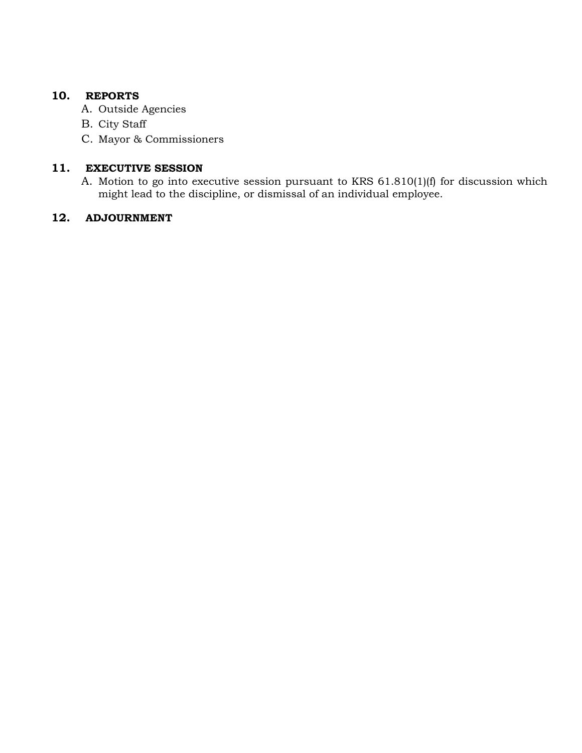## 10. REPORTS

A. Outside Agencies

B. City Staff

C. Mayor & Commissioners

## 11. EXECUTIVE SESSION

A. Motion to go into executive session pursuant to KRS 61.810(1)(f) for discussion which might lead to the discipline, or dismissal of an individual employee.

## 12. ADJOURNMENT